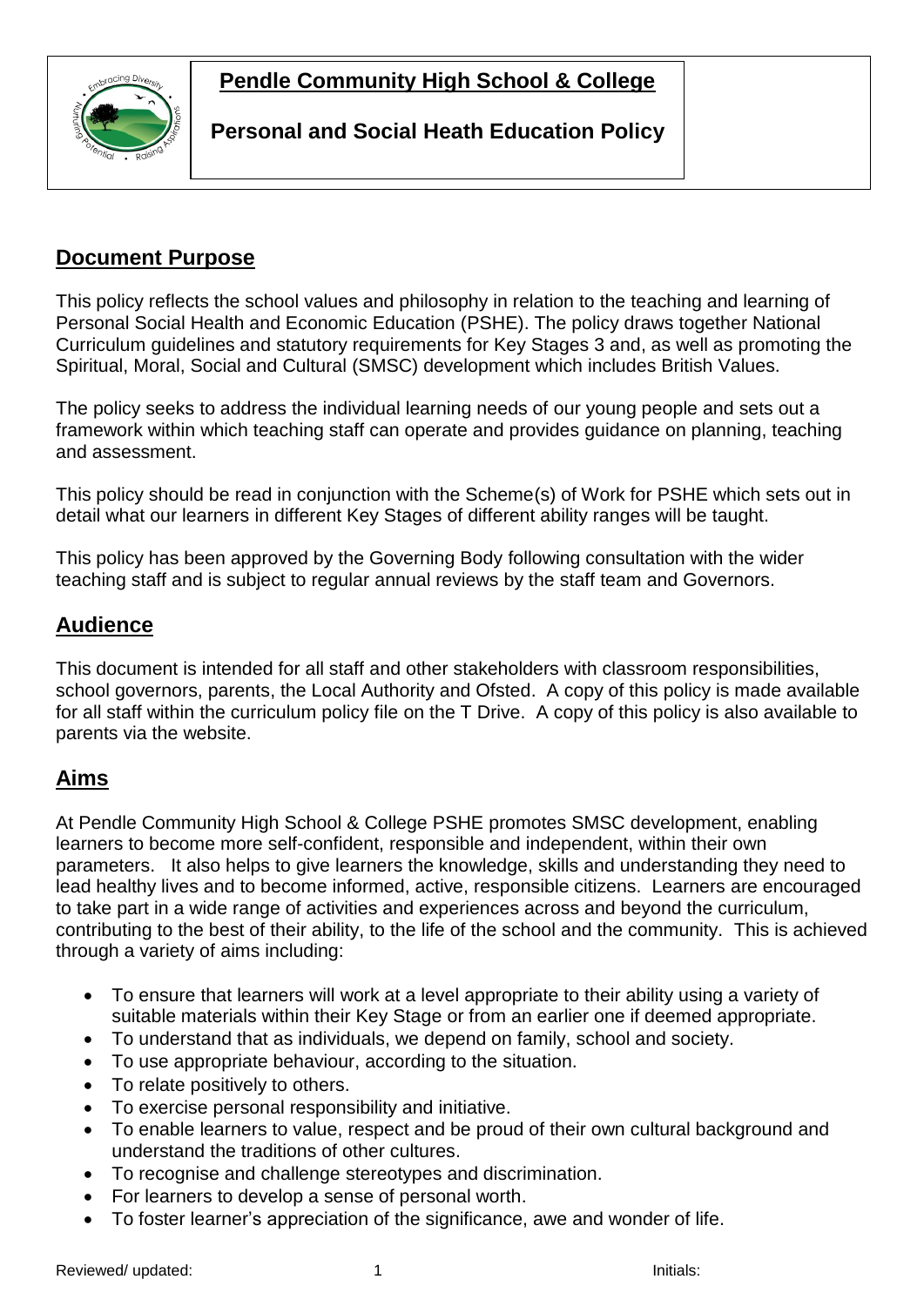# Pendle Community High School & College

## Personal and Social Heath Education Policy

## Document Purpose

This policy reflects the school values and philosophy in relation to the teaching and learning of Personal Social Health and Economic Education (PSHE). The policy draws together National Curriculum guidelines and statutory requirements for Key Stages 3 and, as well as promoting the Spiritual, Moral, Social and Cultural (SMSC) development which includes British Values.

The policy seeks to address the individual learning needs of our young people and sets out a framework within which teaching staff can operate and provides guidance on planning, teaching and assessment.

This policy should be read in conjunction with the Scheme(s) of Work for PSHE which sets out in detail what our learners in different Key Stages of different ability ranges will be taught.

This policy has been approved by the Governing Body following consultation with the wider teaching staff and is subject to regular annual reviews by the staff team and Governors.

## Audience

This document is intended for all staff and other stakeholders with classroom responsibilities, school governors, parents, the Local Authority and Ofsted. A copy of this policy is made available for all staff within the curriculum policy file on the T Drive. A copy of this policy is also available to parents via the website.

## Aims

At Pendle Community High School & College PSHE promotes SMSC development, enabling learners to become more self-confident, responsible and independent, within their own parameters. It also helps to give learners the knowledge, skills and understanding they need to lead healthy lives and to become informed, active, responsible citizens. Learners are encouraged to take part in a wide range of activities and experiences across and beyond the curriculum, contributing to the best of their ability, to the life of the school and the community. This is achieved through a variety of aims including:

- To ensure that learners will work at a level appropriate to their ability using a variety of suitable materials within their Key Stage or from an earlier one if deemed appropriate.
- To understand that as individuals, we depend on family, school and society.
- To use appropriate behaviour, according to the situation.
- To relate positively to others.
- To exercise personal responsibility and initiative.
- To enable learners to value, respect and be proud of their own cultural background and understand the traditions of other cultures.
- To recognise and challenge stereotypes and discrimination.
- For learners to develop a sense of personal worth.
- To foster learner's appreciation of the significance, awe and wonder of life.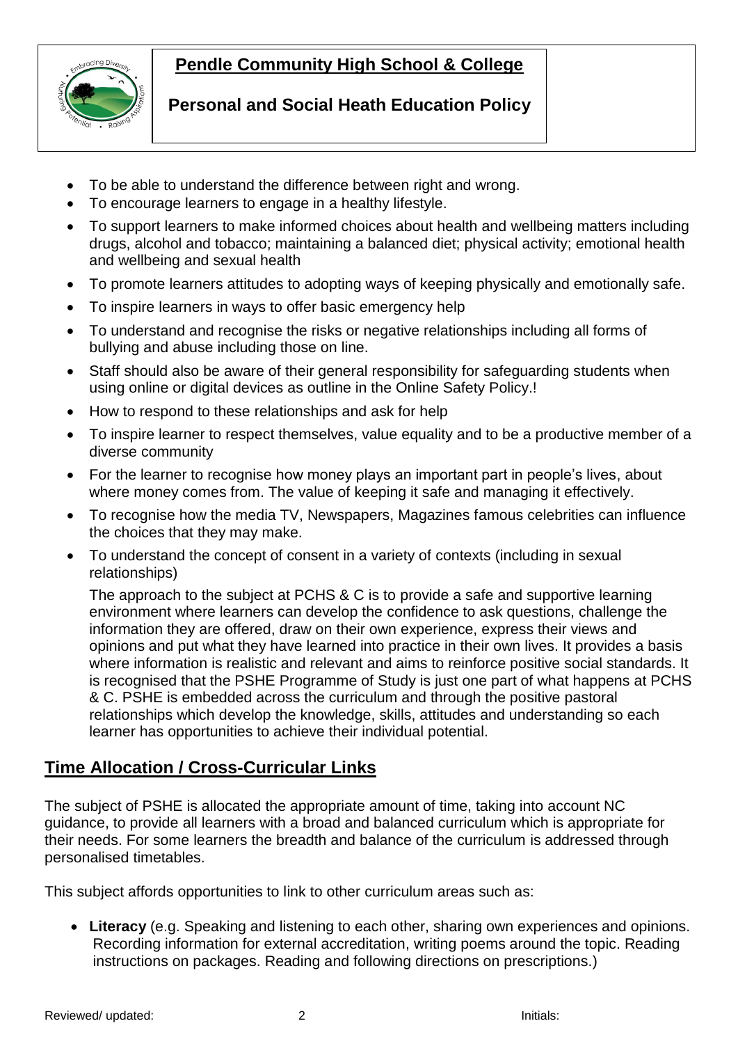- To be able to understand the difference between right and wrong.
- To encourage learners to engage in a healthy lifestyle.
- To support learners to make informed choices about health and wellbeing matters including drugs, alcohol and tobacco; maintaining a balanced diet; physical activity; emotional health and wellbeing and sexual health
- To promote learners attitudes to adopting ways of keeping physically and emotionally safe.
- To inspire learners in ways to offer basic emergency help
- To understand and recognise the risks or negative relationships including all forms of bullying and abuse including those on line.
- Staff should also be aware of their general responsibility for safeguarding students when using online or digital devices as outline in the Online Safety Policy.!
- How to respond to these relationships and ask for help
- To inspire learner to respect themselves, value equality and to be a productive member of a diverse community
- For the learner to recognise how money plays an important part in people's lives, about where money comes from. The value of keeping it safe and managing it effectively.
- To recognise how the media TV, Newspapers, Magazines famous celebrities can influence the choices that they may make.
- To understand the concept of consent in a variety of contexts (including in sexual relationships)

  The approach to the subject at PCHS & C is to provide a safe and supportive learning environment where learners can develop the confidence to ask questions, challenge the information they are offered, draw on their own experience, express their views and opinions and put what they have learned into practice in their own lives. It provides a basis where information is realistic and relevant and aims to reinforce positive social standards. It is recognised that the PSHE Programme of Study is just one part of what happens at PCHS & C. PSHE is embedded across the curriculum and through the positive pastoral relationships which develop the knowledge, skills, attitudes and understanding so each learner has opportunities to achieve their individual potential.

## Time Allocation / Cross-Curricular Links

The subject of PSHE is allocated the appropriate amount of time, taking into account NC guidance, to provide all learners with a broad and balanced curriculum which is appropriate for their needs. For some learners the breadth and balance of the curriculum is addressed through personalised timetables.

This subject affords opportunities to link to other curriculum areas such as:

- **Literacy** (e.g. Speaking and listening to each other, sharing own experiences and opinions. Recording information for external accreditation, writing poems around the topic. Reading instructions on packages. Reading and following directions on prescriptions.)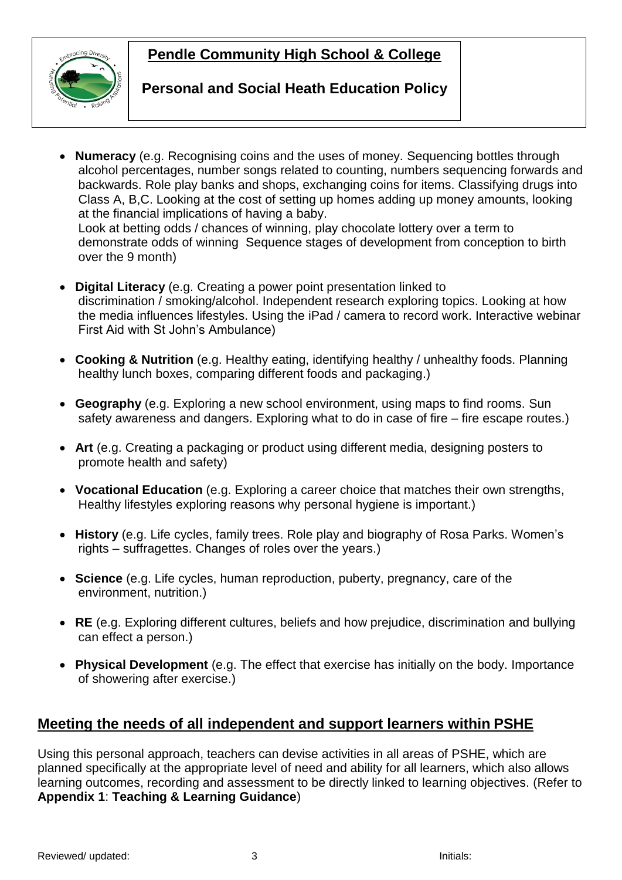- **Numeracy** (e.g. Recognising coins and the uses of money. Sequencing bottles through alcohol percentages, number songs related to counting, numbers sequencing forwards and backwards. Role play banks and shops, exchanging coins for items. Classifying drugs into Class A, B,C. Looking at the cost of setting up homes adding up money amounts, looking at the financial implications of having a baby.
  Look at betting odds / chances of winning, play chocolate lottery over a term to demonstrate odds of winning Sequence stages of development from conception to birth over the 9 month)

- **Digital Literacy** (e.g. Creating a power point presentation linked to discrimination / smoking/alcohol. Independent research exploring topics. Looking at how the media influences lifestyles. Using the iPad / camera to record work. Interactive webinar First Aid with St John's Ambulance)

- **Cooking & Nutrition** (e.g. Healthy eating, identifying healthy / unhealthy foods. Planning healthy lunch boxes, comparing different foods and packaging.)

- **Geography** (e.g. Exploring a new school environment, using maps to find rooms. Sun safety awareness and dangers. Exploring what to do in case of fire – fire escape routes.)

- **Art** (e.g. Creating a packaging or product using different media, designing posters to promote health and safety)

- **Vocational Education** (e.g. Exploring a career choice that matches their own strengths, Healthy lifestyles exploring reasons why personal hygiene is important.)

- **History** (e.g. Life cycles, family trees. Role play and biography of Rosa Parks. Women's rights – suffragettes. Changes of roles over the years.)

- **Science** (e.g. Life cycles, human reproduction, puberty, pregnancy, care of the environment, nutrition.)

- **RE** (e.g. Exploring different cultures, beliefs and how prejudice, discrimination and bullying can effect a person.)

- **Physical Development** (e.g. The effect that exercise has initially on the body. Importance of showering after exercise.)

## Meeting the needs of all independent and support learners within PSHE

Using this personal approach, teachers can devise activities in all areas of PSHE, which are planned specifically at the appropriate level of need and ability for all learners, which also allows learning outcomes, recording and assessment to be directly linked to learning objectives. (Refer to **Appendix 1**: **Teaching & Learning Guidance**)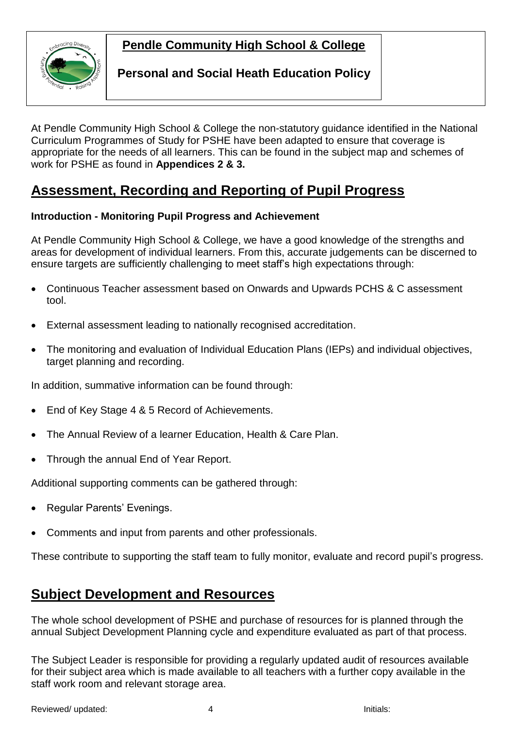At Pendle Community High School & College the non-statutory guidance identified in the National Curriculum Programmes of Study for PSHE have been adapted to ensure that coverage is appropriate for the needs of all learners. This can be found in the subject map and schemes of work for PSHE as found in **Appendices 2 & 3.**

## Assessment, Recording and Reporting of Pupil Progress

**Introduction - Monitoring Pupil Progress and Achievement**

At Pendle Community High School & College, we have a good knowledge of the strengths and areas for development of individual learners. From this, accurate judgements can be discerned to ensure targets are sufficiently challenging to meet staff's high expectations through:

- Continuous Teacher assessment based on Onwards and Upwards PCHS & C assessment tool.
- External assessment leading to nationally recognised accreditation.
- The monitoring and evaluation of Individual Education Plans (IEPs) and individual objectives, target planning and recording.

In addition, summative information can be found through:

- End of Key Stage 4 & 5 Record of Achievements.
- The Annual Review of a learner Education, Health & Care Plan.
- Through the annual End of Year Report.

Additional supporting comments can be gathered through:

- Regular Parents' Evenings.
- Comments and input from parents and other professionals.

These contribute to supporting the staff team to fully monitor, evaluate and record pupil's progress.

## Subject Development and Resources

The whole school development of PSHE and purchase of resources for is planned through the annual Subject Development Planning cycle and expenditure evaluated as part of that process.

The Subject Leader is responsible for providing a regularly updated audit of resources available for their subject area which is made available to all teachers with a further copy available in the staff work room and relevant storage area.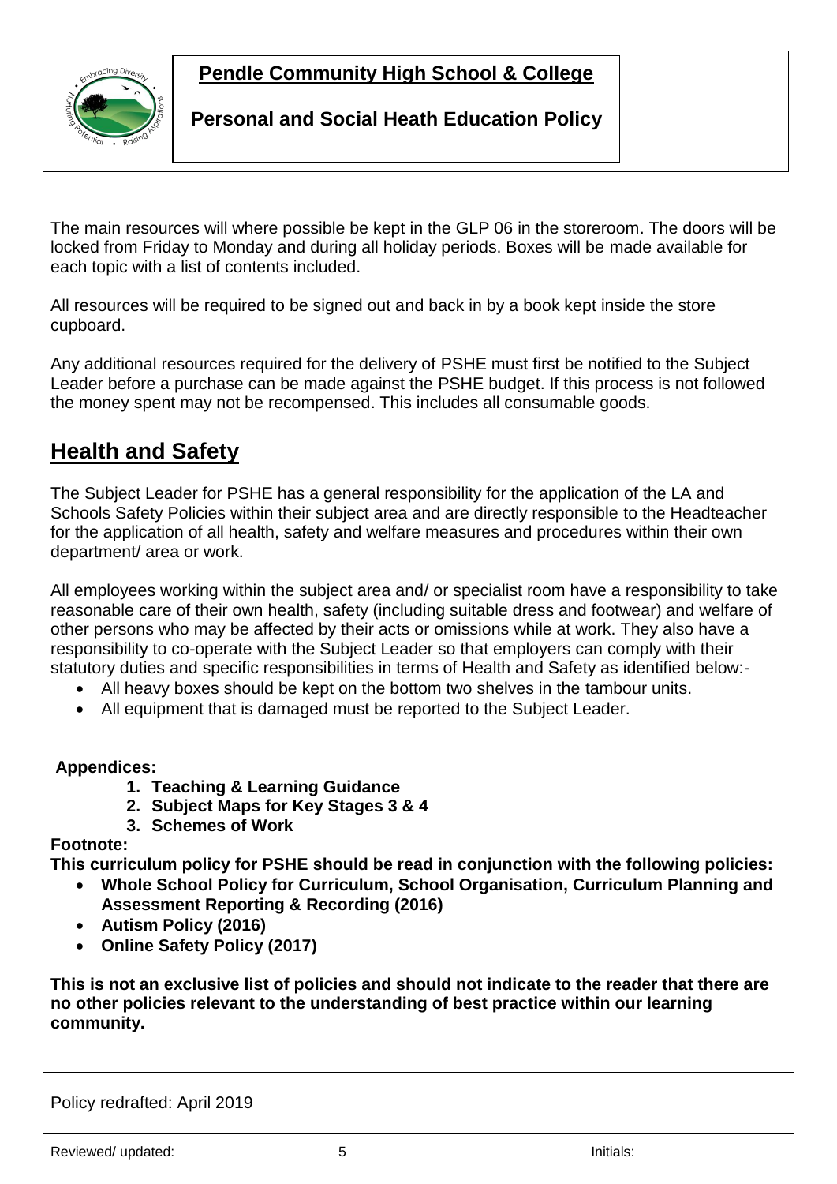The main resources will where possible be kept in the GLP 06 in the storeroom. The doors will be locked from Friday to Monday and during all holiday periods. Boxes will be made available for each topic with a list of contents included.

All resources will be required to be signed out and back in by a book kept inside the store cupboard.

Any additional resources required for the delivery of PSHE must first be notified to the Subject Leader before a purchase can be made against the PSHE budget. If this process is not followed the money spent may not be recompensed. This includes all consumable goods.

## Health and Safety

The Subject Leader for PSHE has a general responsibility for the application of the LA and Schools Safety Policies within their subject area and are directly responsible to the Headteacher for the application of all health, safety and welfare measures and procedures within their own department/ area or work.

All employees working within the subject area and/ or specialist room have a responsibility to take reasonable care of their own health, safety (including suitable dress and footwear) and welfare of other persons who may be affected by their acts or omissions while at work. They also have a responsibility to co-operate with the Subject Leader so that employers can comply with their statutory duties and specific responsibilities in terms of Health and Safety as identified below:-

- All heavy boxes should be kept on the bottom two shelves in the tambour units.
- All equipment that is damaged must be reported to the Subject Leader.

**Appendices:**

1. **Teaching & Learning Guidance**
2. **Subject Maps for Key Stages 3 & 4**
3. **Schemes of Work**

**Footnote:**

**This curriculum policy for PSHE should be read in conjunction with the following policies:**

- **Whole School Policy for Curriculum, School Organisation, Curriculum Planning and Assessment Reporting & Recording (2016)**
- **Autism Policy (2016)**
- **Online Safety Policy (2017)**

**This is not an exclusive list of policies and should not indicate to the reader that there are no other policies relevant to the understanding of best practice within our learning community.**

Policy redrafted: April 2019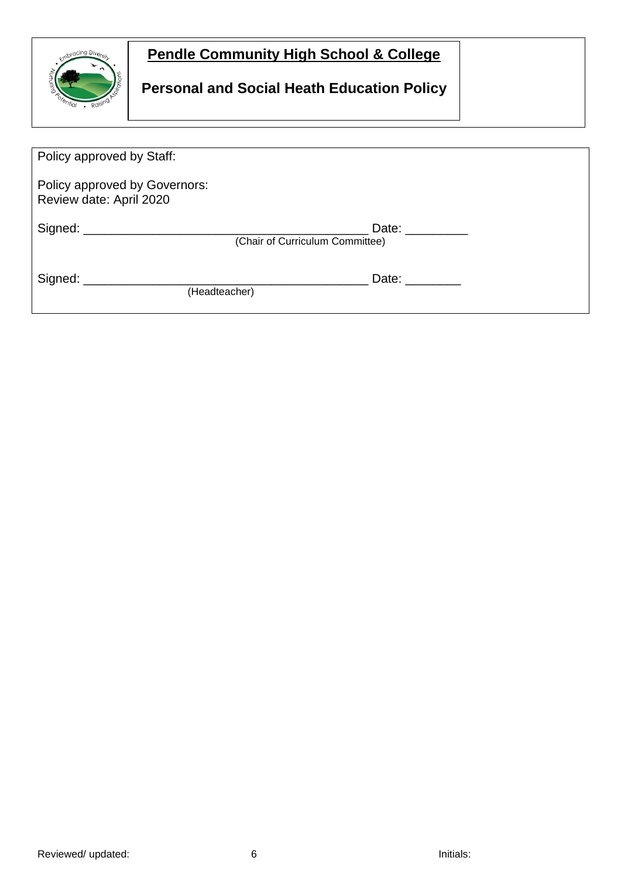**Pendle Community High School & College**

**Personal and Social Heath Education Policy**

Policy approved by Staff:

Policy approved by Governors:
Review date: April 2020

Signed: ________________________________________ Date: _________
(Chair of Curriculum Committee)

Signed: ________________________________________ Date: ________
(Headteacher)

Reviewed/ updated: Initials: